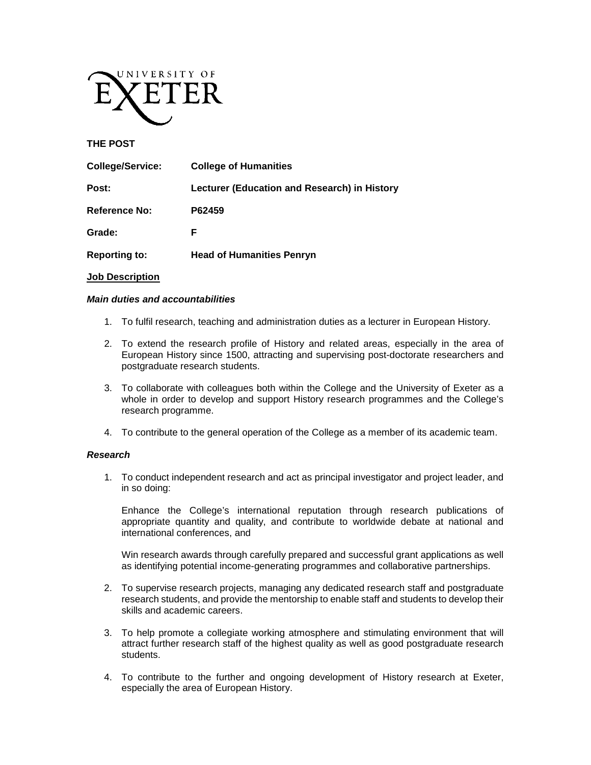UNIVERSITY OF EXETER

**THE POST**

| | |
|---|---|
| **College/Service:** | **College of Humanities** |
| **Post:** | **Lecturer (Education and Research) in History** |
| **Reference No:** | **P62459** |
| **Grade:** | **F** |
| **Reporting to:** | **Head of Humanities Penryn** |

**Job Description**

***Main duties and accountabilities***

1. To fulfil research, teaching and administration duties as a lecturer in European History.
2. To extend the research profile of History and related areas, especially in the area of European History since 1500, attracting and supervising post-doctorate researchers and postgraduate research students.
3. To collaborate with colleagues both within the College and the University of Exeter as a whole in order to develop and support History research programmes and the College's research programme.
4. To contribute to the general operation of the College as a member of its academic team.

***Research***

1. To conduct independent research and act as principal investigator and project leader, and in so doing:

   Enhance the College's international reputation through research publications of appropriate quantity and quality, and contribute to worldwide debate at national and international conferences, and

   Win research awards through carefully prepared and successful grant applications as well as identifying potential income-generating programmes and collaborative partnerships.

2. To supervise research projects, managing any dedicated research staff and postgraduate research students, and provide the mentorship to enable staff and students to develop their skills and academic careers.
3. To help promote a collegiate working atmosphere and stimulating environment that will attract further research staff of the highest quality as well as good postgraduate research students.
4. To contribute to the further and ongoing development of History research at Exeter, especially the area of European History.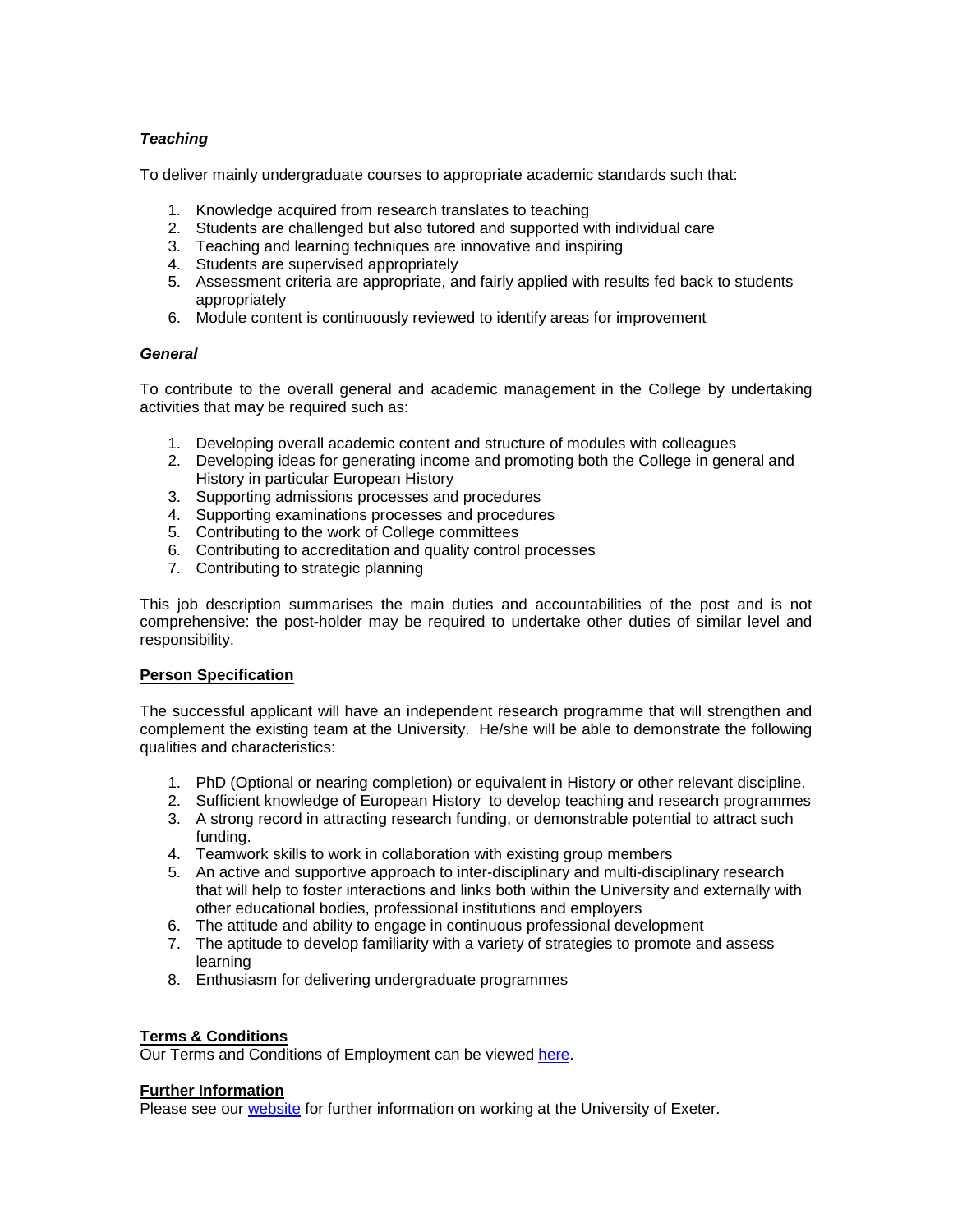***Teaching***

To deliver mainly undergraduate courses to appropriate academic standards such that:

1. Knowledge acquired from research translates to teaching
2. Students are challenged but also tutored and supported with individual care
3. Teaching and learning techniques are innovative and inspiring
4. Students are supervised appropriately
5. Assessment criteria are appropriate, and fairly applied with results fed back to students appropriately
6. Module content is continuously reviewed to identify areas for improvement

***General***

To contribute to the overall general and academic management in the College by undertaking activities that may be required such as:

1. Developing overall academic content and structure of modules with colleagues
2. Developing ideas for generating income and promoting both the College in general and History in particular European History
3. Supporting admissions processes and procedures
4. Supporting examinations processes and procedures
5. Contributing to the work of College committees
6. Contributing to accreditation and quality control processes
7. Contributing to strategic planning

This job description summarises the main duties and accountabilities of the post and is not comprehensive: the post-holder may be required to undertake other duties of similar level and responsibility.

**Person Specification**

The successful applicant will have an independent research programme that will strengthen and complement the existing team at the University. He/she will be able to demonstrate the following qualities and characteristics:

1. PhD (Optional or nearing completion) or equivalent in History or other relevant discipline.
2. Sufficient knowledge of European History to develop teaching and research programmes
3. A strong record in attracting research funding, or demonstrable potential to attract such funding.
4. Teamwork skills to work in collaboration with existing group members
5. An active and supportive approach to inter-disciplinary and multi-disciplinary research that will help to foster interactions and links both within the University and externally with other educational bodies, professional institutions and employers
6. The attitude and ability to engage in continuous professional development
7. The aptitude to develop familiarity with a variety of strategies to promote and assess learning
8. Enthusiasm for delivering undergraduate programmes

**Terms & Conditions**

Our Terms and Conditions of Employment can be viewed here.

**Further Information**

Please see our website for further information on working at the University of Exeter.